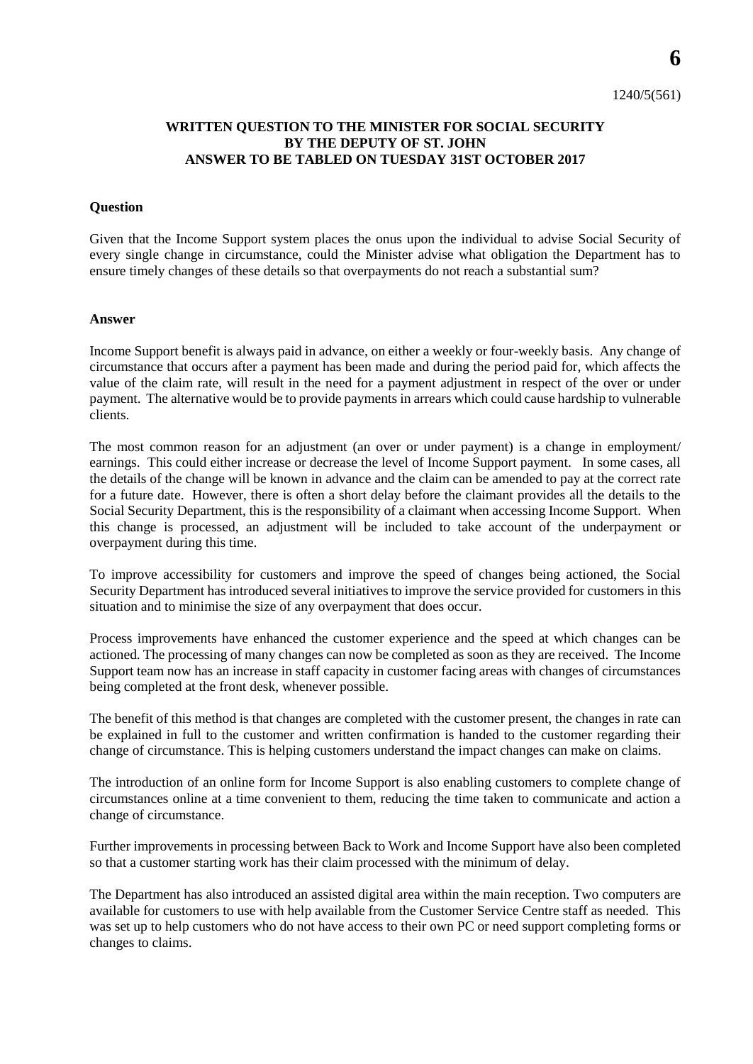1240/5(561)

**WRITTEN QUESTION TO THE MINISTER FOR SOCIAL SECURITY BY THE DEPUTY OF ST. JOHN ANSWER TO BE TABLED ON TUESDAY 31ST OCTOBER 2017**

**Question**

Given that the Income Support system places the onus upon the individual to advise Social Security of every single change in circumstance, could the Minister advise what obligation the Department has to ensure timely changes of these details so that overpayments do not reach a substantial sum?

**Answer**

Income Support benefit is always paid in advance, on either a weekly or four-weekly basis. Any change of circumstance that occurs after a payment has been made and during the period paid for, which affects the value of the claim rate, will result in the need for a payment adjustment in respect of the over or under payment. The alternative would be to provide payments in arrears which could cause hardship to vulnerable clients.

The most common reason for an adjustment (an over or under payment) is a change in employment/ earnings. This could either increase or decrease the level of Income Support payment. In some cases, all the details of the change will be known in advance and the claim can be amended to pay at the correct rate for a future date. However, there is often a short delay before the claimant provides all the details to the Social Security Department, this is the responsibility of a claimant when accessing Income Support. When this change is processed, an adjustment will be included to take account of the underpayment or overpayment during this time.

To improve accessibility for customers and improve the speed of changes being actioned, the Social Security Department has introduced several initiatives to improve the service provided for customers in this situation and to minimise the size of any overpayment that does occur.

Process improvements have enhanced the customer experience and the speed at which changes can be actioned. The processing of many changes can now be completed as soon as they are received. The Income Support team now has an increase in staff capacity in customer facing areas with changes of circumstances being completed at the front desk, whenever possible.

The benefit of this method is that changes are completed with the customer present, the changes in rate can be explained in full to the customer and written confirmation is handed to the customer regarding their change of circumstance. This is helping customers understand the impact changes can make on claims.

The introduction of an online form for Income Support is also enabling customers to complete change of circumstances online at a time convenient to them, reducing the time taken to communicate and action a change of circumstance.

Further improvements in processing between Back to Work and Income Support have also been completed so that a customer starting work has their claim processed with the minimum of delay.

The Department has also introduced an assisted digital area within the main reception. Two computers are available for customers to use with help available from the Customer Service Centre staff as needed. This was set up to help customers who do not have access to their own PC or need support completing forms or changes to claims.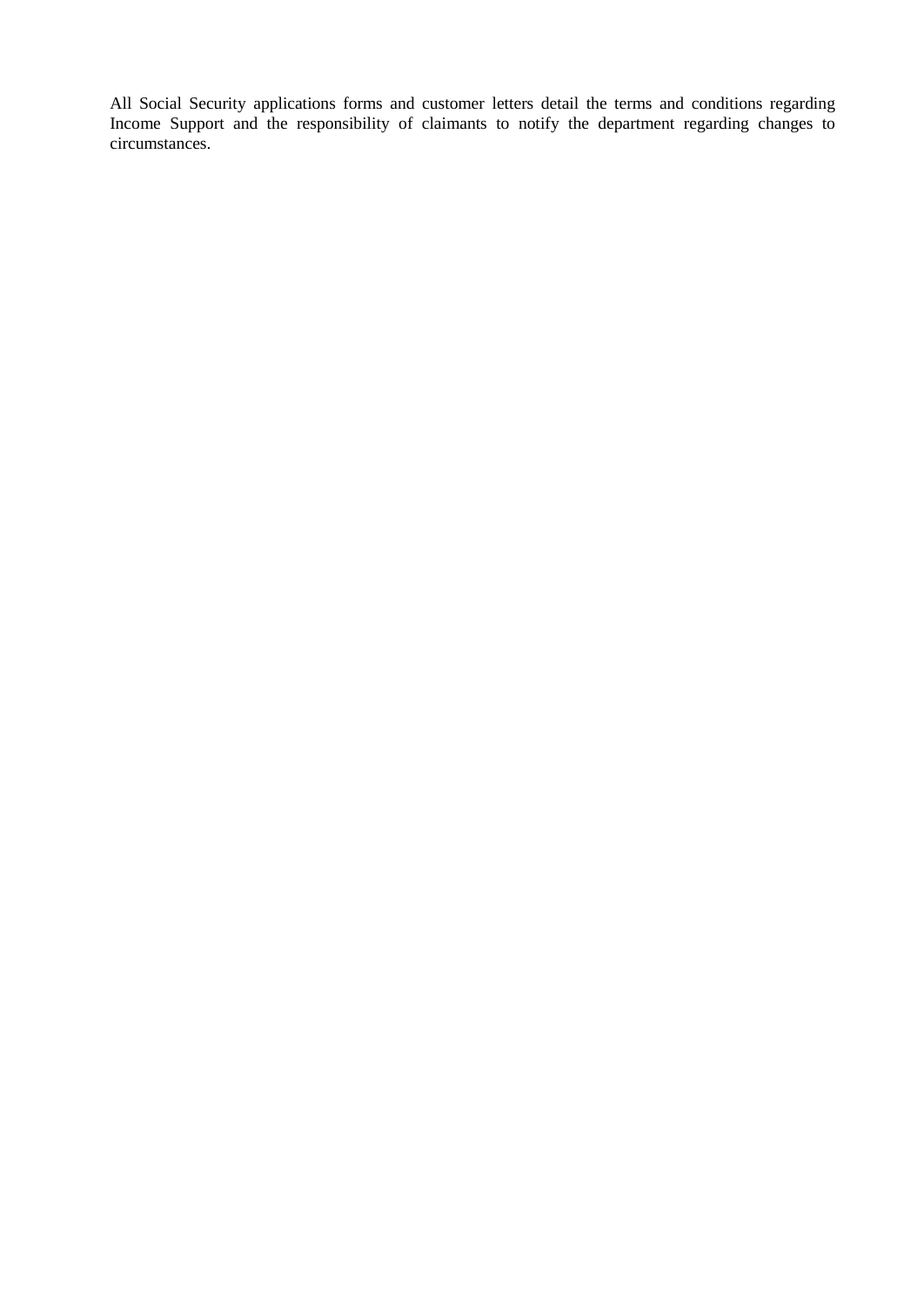All Social Security applications forms and customer letters detail the terms and conditions regarding Income Support and the responsibility of claimants to notify the department regarding changes to circumstances.